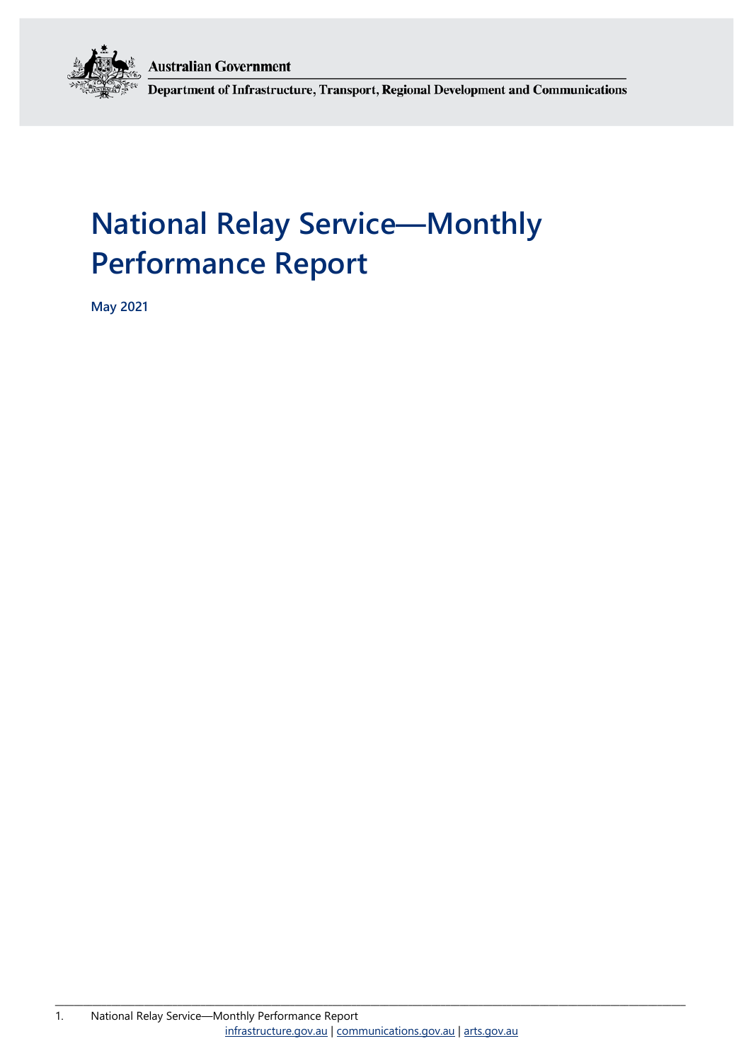Australian Government

Department of Infrastructure, Transport, Regional Development and Communications

# National Relay Service—Monthly Performance Report

**May 2021**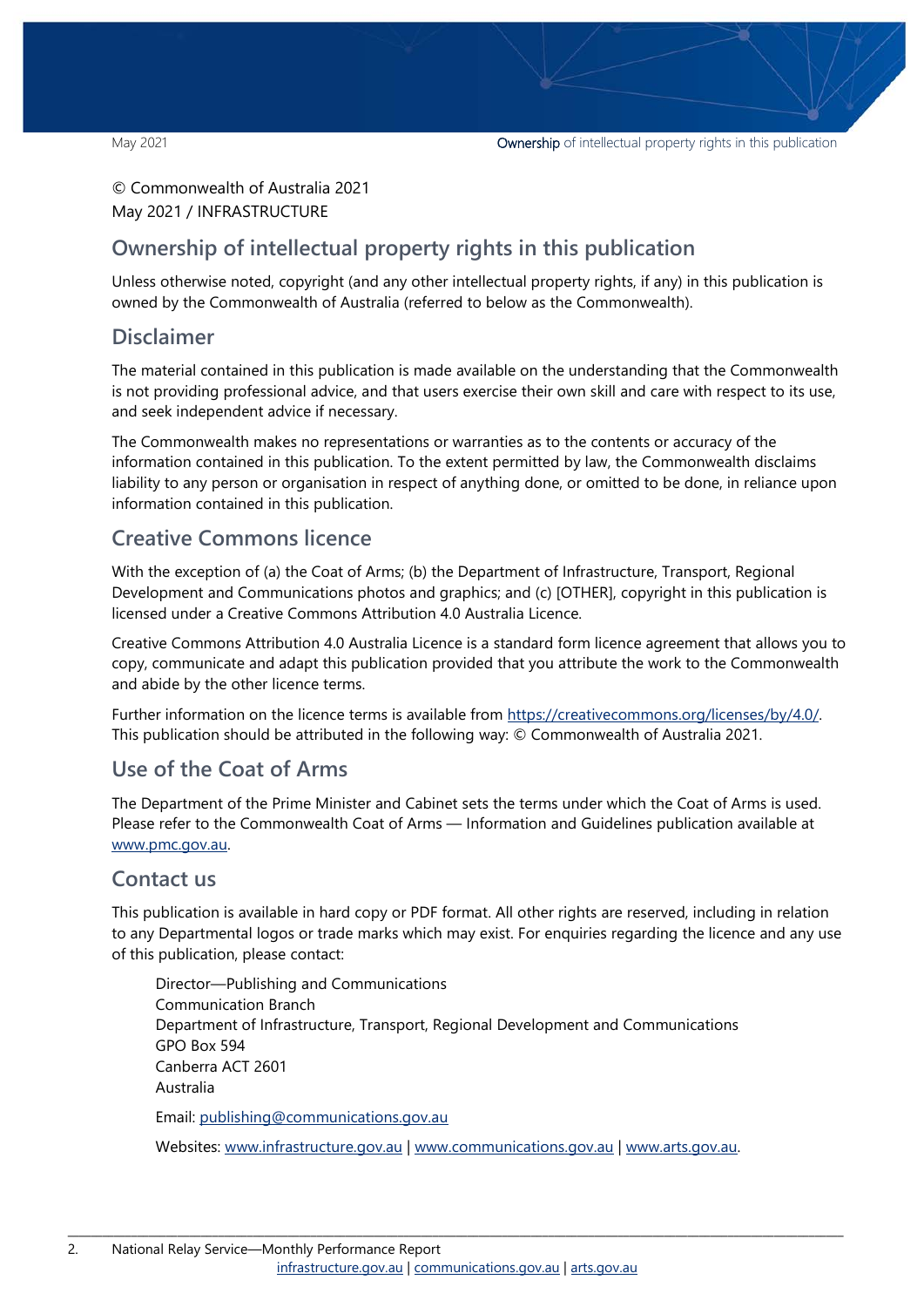© Commonwealth of Australia 2021
May 2021 / INFRASTRUCTURE

## Ownership of intellectual property rights in this publication

Unless otherwise noted, copyright (and any other intellectual property rights, if any) in this publication is owned by the Commonwealth of Australia (referred to below as the Commonwealth).

## Disclaimer

The material contained in this publication is made available on the understanding that the Commonwealth is not providing professional advice, and that users exercise their own skill and care with respect to its use, and seek independent advice if necessary.

The Commonwealth makes no representations or warranties as to the contents or accuracy of the information contained in this publication. To the extent permitted by law, the Commonwealth disclaims liability to any person or organisation in respect of anything done, or omitted to be done, in reliance upon information contained in this publication.

## Creative Commons licence

With the exception of (a) the Coat of Arms; (b) the Department of Infrastructure, Transport, Regional Development and Communications photos and graphics; and (c) [OTHER], copyright in this publication is licensed under a Creative Commons Attribution 4.0 Australia Licence.

Creative Commons Attribution 4.0 Australia Licence is a standard form licence agreement that allows you to copy, communicate and adapt this publication provided that you attribute the work to the Commonwealth and abide by the other licence terms.

Further information on the licence terms is available from https://creativecommons.org/licenses/by/4.0/. This publication should be attributed in the following way: © Commonwealth of Australia 2021.

## Use of the Coat of Arms

The Department of the Prime Minister and Cabinet sets the terms under which the Coat of Arms is used. Please refer to the Commonwealth Coat of Arms — Information and Guidelines publication available at www.pmc.gov.au.

## Contact us

This publication is available in hard copy or PDF format. All other rights are reserved, including in relation to any Departmental logos or trade marks which may exist. For enquiries regarding the licence and any use of this publication, please contact:

Director—Publishing and Communications
Communication Branch
Department of Infrastructure, Transport, Regional Development and Communications
GPO Box 594
Canberra ACT 2601
Australia

Email: publishing@communications.gov.au

Websites: www.infrastructure.gov.au | www.communications.gov.au | www.arts.gov.au.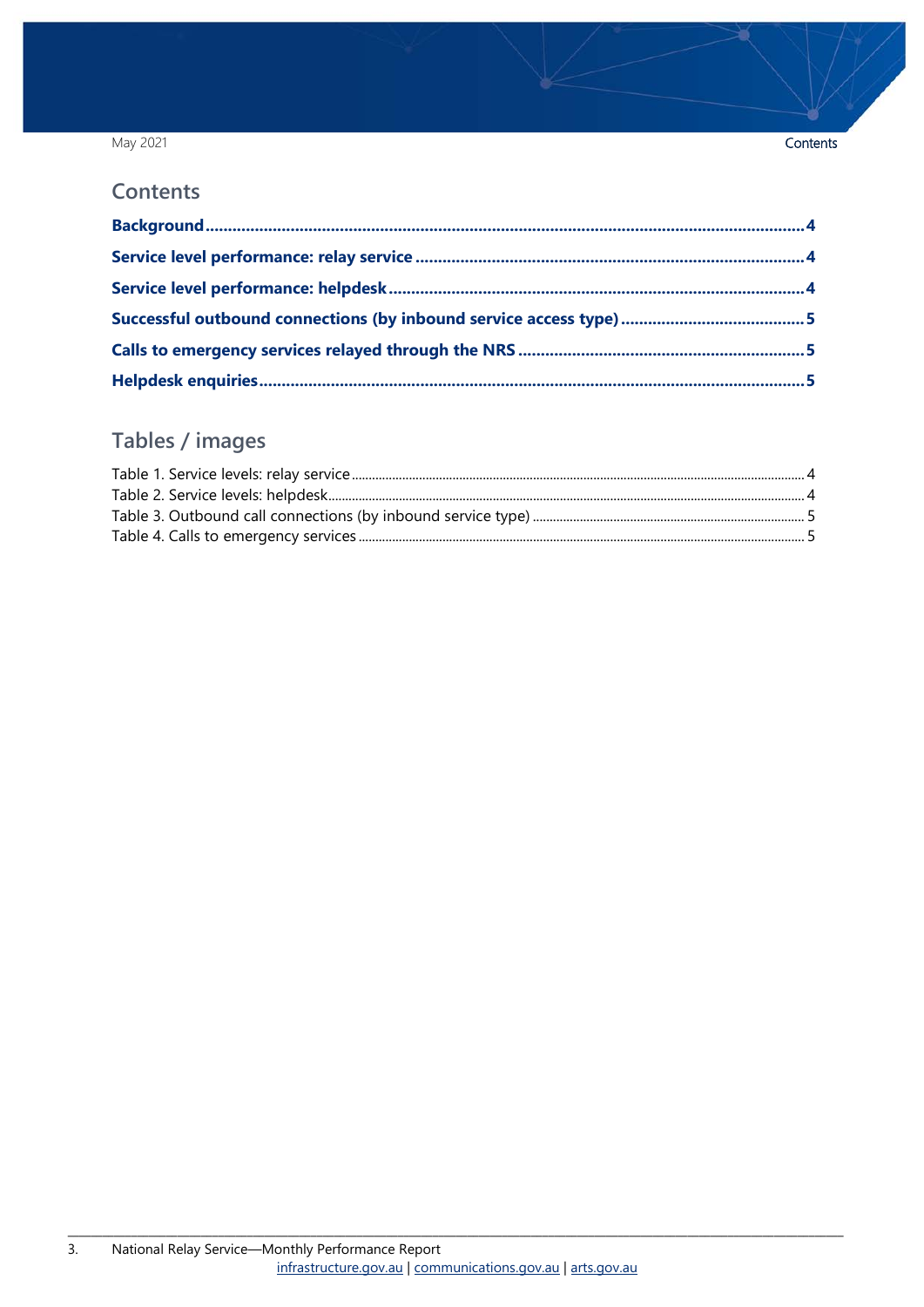## Contents

**Background** ........................................................................................................................ **4**

**Service level performance: relay service** ........................................................................ **4**

**Service level performance: helpdesk** ............................................................................... **4**

**Successful outbound connections (by inbound service access type)** ........................... **5**

**Calls to emergency services relayed through the NRS** .................................................. **5**

**Helpdesk enquiries** ........................................................................................................... **5**

## Tables / images

Table 1. Service levels: relay service ........................................................................................ 4
Table 2. Service levels: helpdesk ............................................................................................. 4
Table 3. Outbound call connections (by inbound service type) ............................................... 5
Table 4. Calls to emergency services ...................................................................................... 5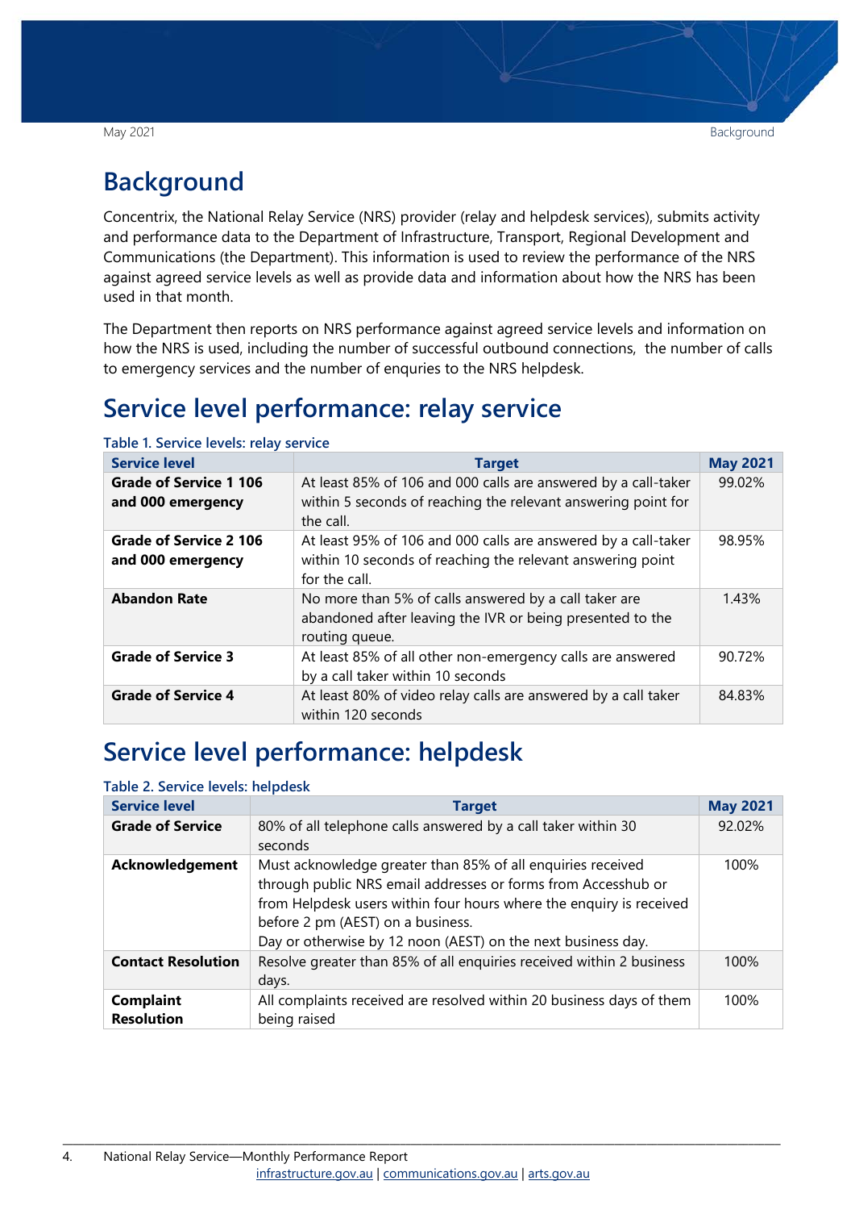# Background

Concentrix, the National Relay Service (NRS) provider (relay and helpdesk services), submits activity and performance data to the Department of Infrastructure, Transport, Regional Development and Communications (the Department). This information is used to review the performance of the NRS against agreed service levels as well as provide data and information about how the NRS has been used in that month.

The Department then reports on NRS performance against agreed service levels and information on how the NRS is used, including the number of successful outbound connections, the number of calls to emergency services and the number of enquries to the NRS helpdesk.

# Service level performance: relay service

Table 1. Service levels: relay service

| Service level | Target | May 2021 |
|---|---|---|
| **Grade of Service 1 106 and 000 emergency** | At least 85% of 106 and 000 calls are answered by a call-taker within 5 seconds of reaching the relevant answering point for the call. | 99.02% |
| **Grade of Service 2 106 and 000 emergency** | At least 95% of 106 and 000 calls are answered by a call-taker within 10 seconds of reaching the relevant answering point for the call. | 98.95% |
| **Abandon Rate** | No more than 5% of calls answered by a call taker are abandoned after leaving the IVR or being presented to the routing queue. | 1.43% |
| **Grade of Service 3** | At least 85% of all other non-emergency calls are answered by a call taker within 10 seconds | 90.72% |
| **Grade of Service 4** | At least 80% of video relay calls are answered by a call taker within 120 seconds | 84.83% |

# Service level performance: helpdesk

Table 2. Service levels: helpdesk

| Service level | Target | May 2021 |
|---|---|---|
| **Grade of Service** | 80% of all telephone calls answered by a call taker within 30 seconds | 92.02% |
| **Acknowledgement** | Must acknowledge greater than 85% of all enquiries received through public NRS email addresses or forms from Accesshub or from Helpdesk users within four hours where the enquiry is received before 2 pm (AEST) on a business. Day or otherwise by 12 noon (AEST) on the next business day. | 100% |
| **Contact Resolution** | Resolve greater than 85% of all enquiries received within 2 business days. | 100% |
| **Complaint Resolution** | All complaints received are resolved within 20 business days of them being raised | 100% |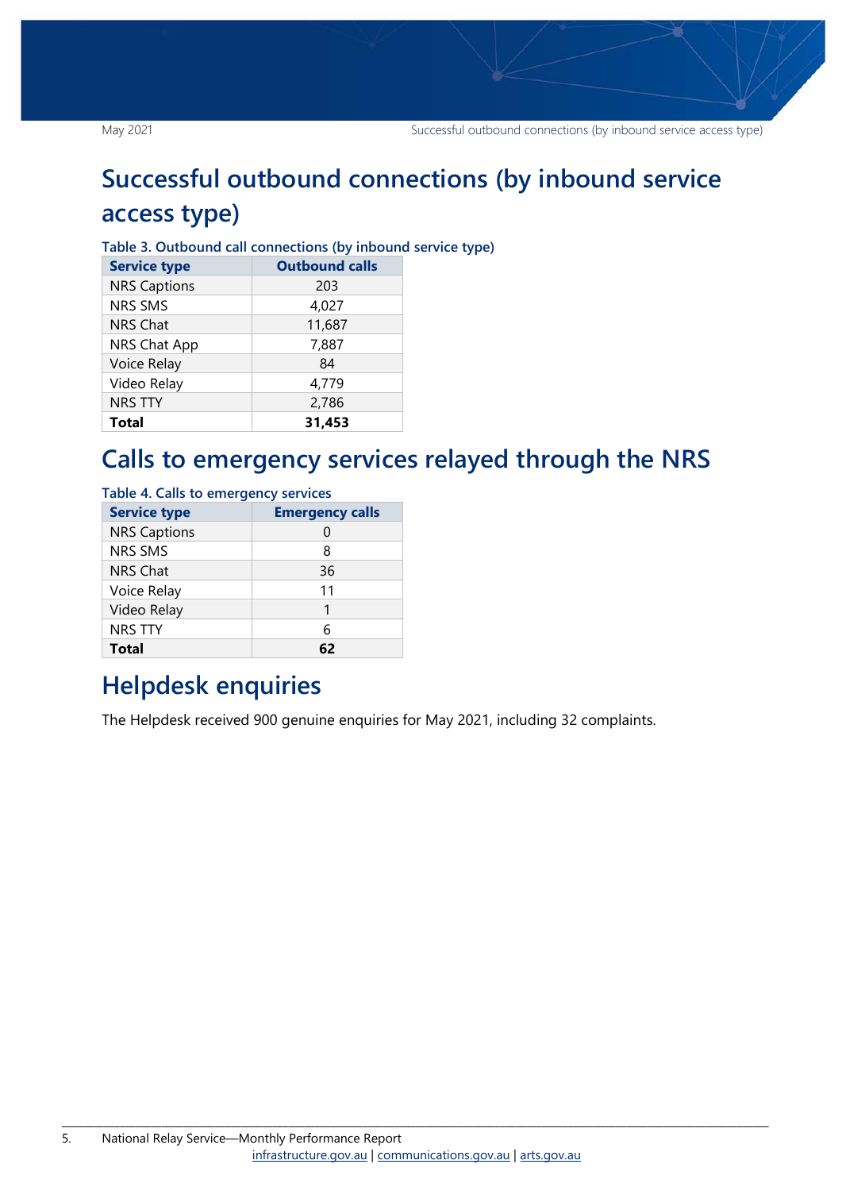# Successful outbound connections (by inbound service access type)

**Table 3. Outbound call connections (by inbound service type)**

| Service type | Outbound calls |
|---|---|
| NRS Captions | 203 |
| NRS SMS | 4,027 |
| NRS Chat | 11,687 |
| NRS Chat App | 7,887 |
| Voice Relay | 84 |
| Video Relay | 4,779 |
| NRS TTY | 2,786 |
| **Total** | **31,453** |

# Calls to emergency services relayed through the NRS

**Table 4. Calls to emergency services**

| Service type | Emergency calls |
|---|---|
| NRS Captions | 0 |
| NRS SMS | 8 |
| NRS Chat | 36 |
| Voice Relay | 11 |
| Video Relay | 1 |
| NRS TTY | 6 |
| **Total** | **62** |

# Helpdesk enquiries

The Helpdesk received 900 genuine enquiries for May 2021, including 32 complaints.